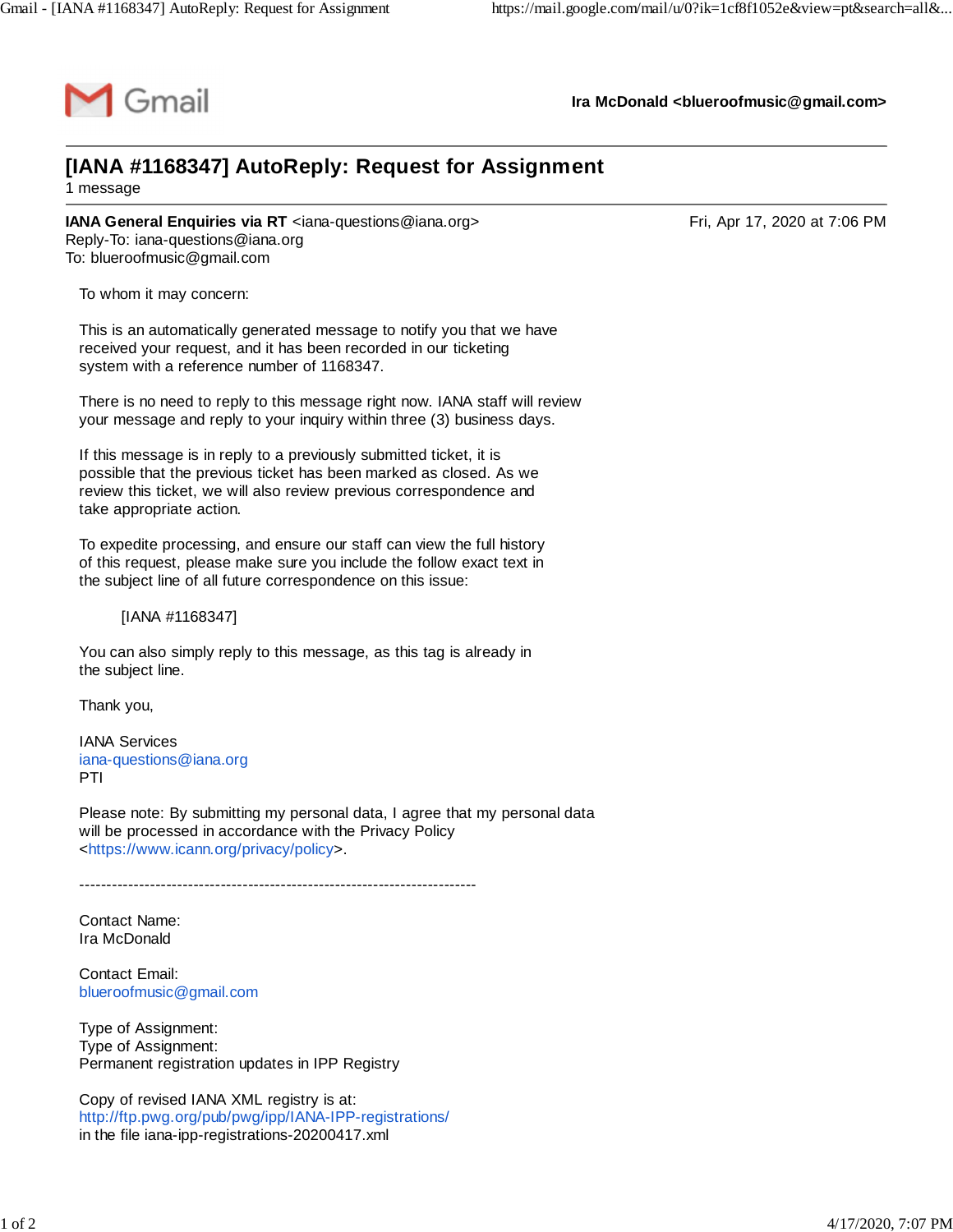Gmail

**Ira McDonald <blueroofmusic@gmail.com>**

# [IANA #1168347] AutoReply: Request for Assignment

1 message

**IANA General Enquiries via RT** <iana-questions@iana.org>
Reply-To: iana-questions@iana.org
To: blueroofmusic@gmail.com

Fri, Apr 17, 2020 at 7:06 PM

To whom it may concern:

This is an automatically generated message to notify you that we have received your request, and it has been recorded in our ticketing system with a reference number of 1168347.

There is no need to reply to this message right now. IANA staff will review your message and reply to your inquiry within three (3) business days.

If this message is in reply to a previously submitted ticket, it is possible that the previous ticket has been marked as closed. As we review this ticket, we will also review previous correspondence and take appropriate action.

To expedite processing, and ensure our staff can view the full history of this request, please make sure you include the follow exact text in the subject line of all future correspondence on this issue:

[IANA #1168347]

You can also simply reply to this message, as this tag is already in the subject line.

Thank you,

IANA Services
iana-questions@iana.org
PTI

Please note: By submitting my personal data, I agree that my personal data will be processed in accordance with the Privacy Policy <https://www.icann.org/privacy/policy>.

-------------------------------------------------------------------------

Contact Name:
Ira McDonald

Contact Email:
blueroofmusic@gmail.com

Type of Assignment:
Type of Assignment:
Permanent registration updates in IPP Registry

Copy of revised IANA XML registry is at:
http://ftp.pwg.org/pub/pwg/ipp/IANA-IPP-registrations/
in the file iana-ipp-registrations-20200417.xml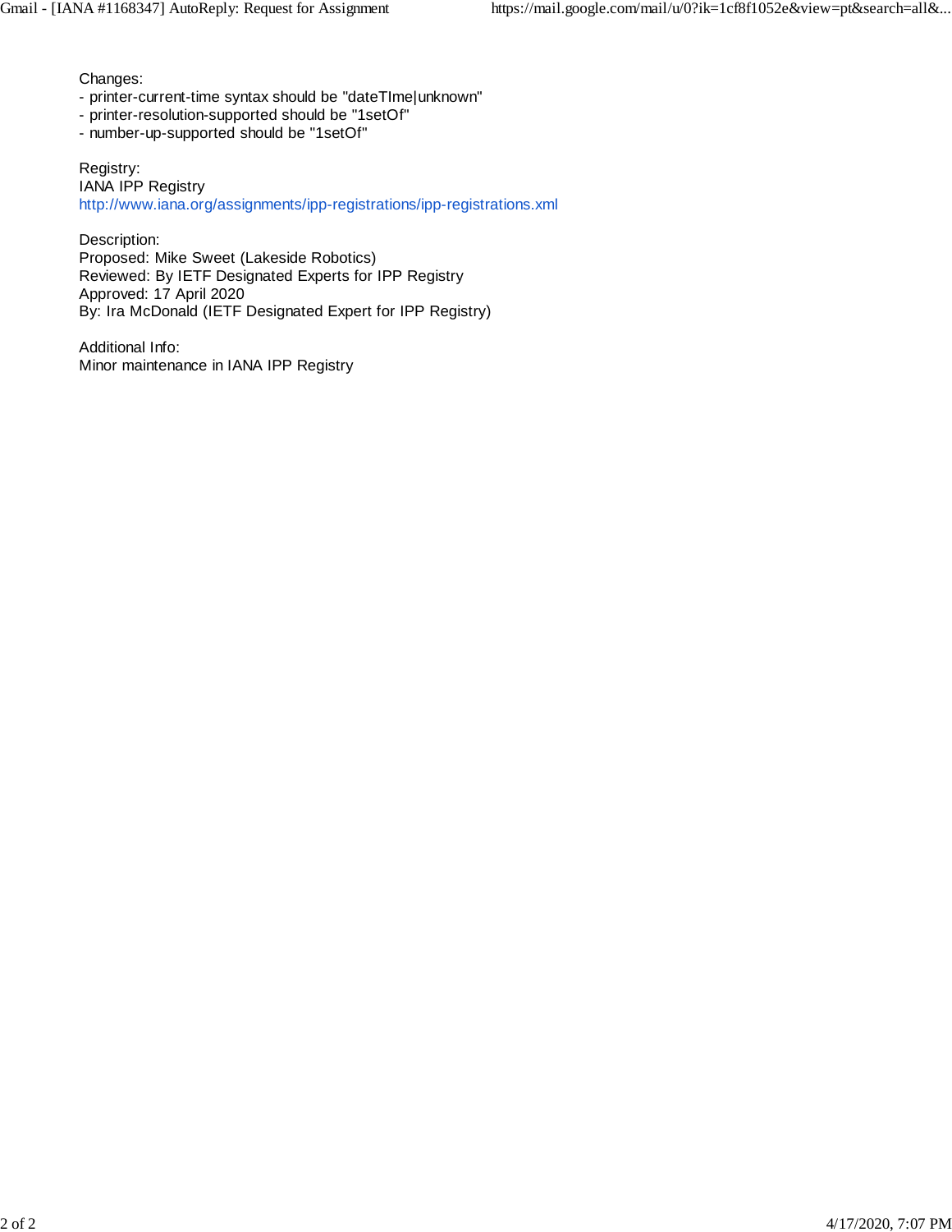Changes:
- printer-current-time syntax should be "dateTIme|unknown"
- printer-resolution-supported should be "1setOf"
- number-up-supported should be "1setOf"

Registry:
IANA IPP Registry
http://www.iana.org/assignments/ipp-registrations/ipp-registrations.xml

Description:
Proposed: Mike Sweet (Lakeside Robotics)
Reviewed: By IETF Designated Experts for IPP Registry
Approved: 17 April 2020
By: Ira McDonald (IETF Designated Expert for IPP Registry)

Additional Info:
Minor maintenance in IANA IPP Registry